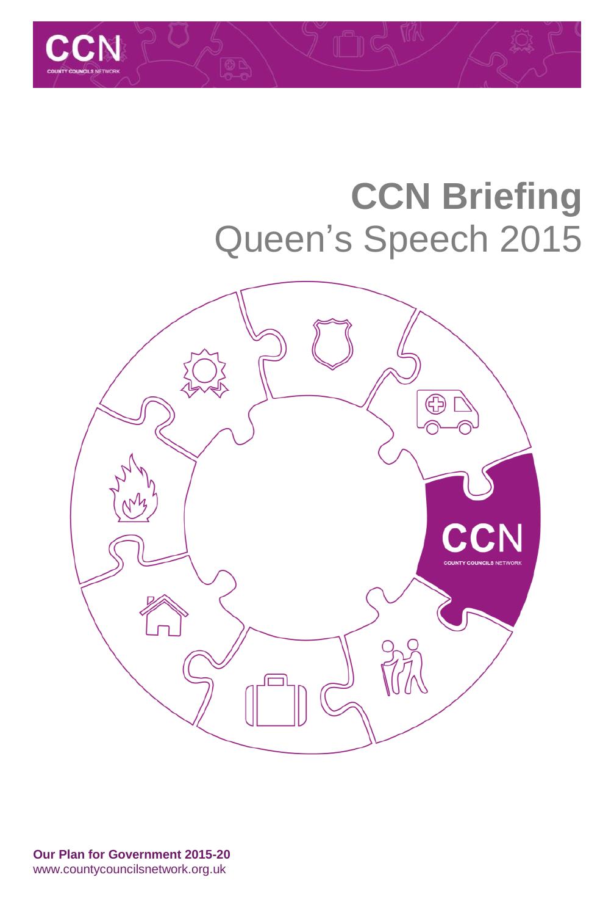# CCN Briefing

## Queen's Speech 2015

**Our Plan for Government 2015-20**
www.countycouncilsnetwork.org.uk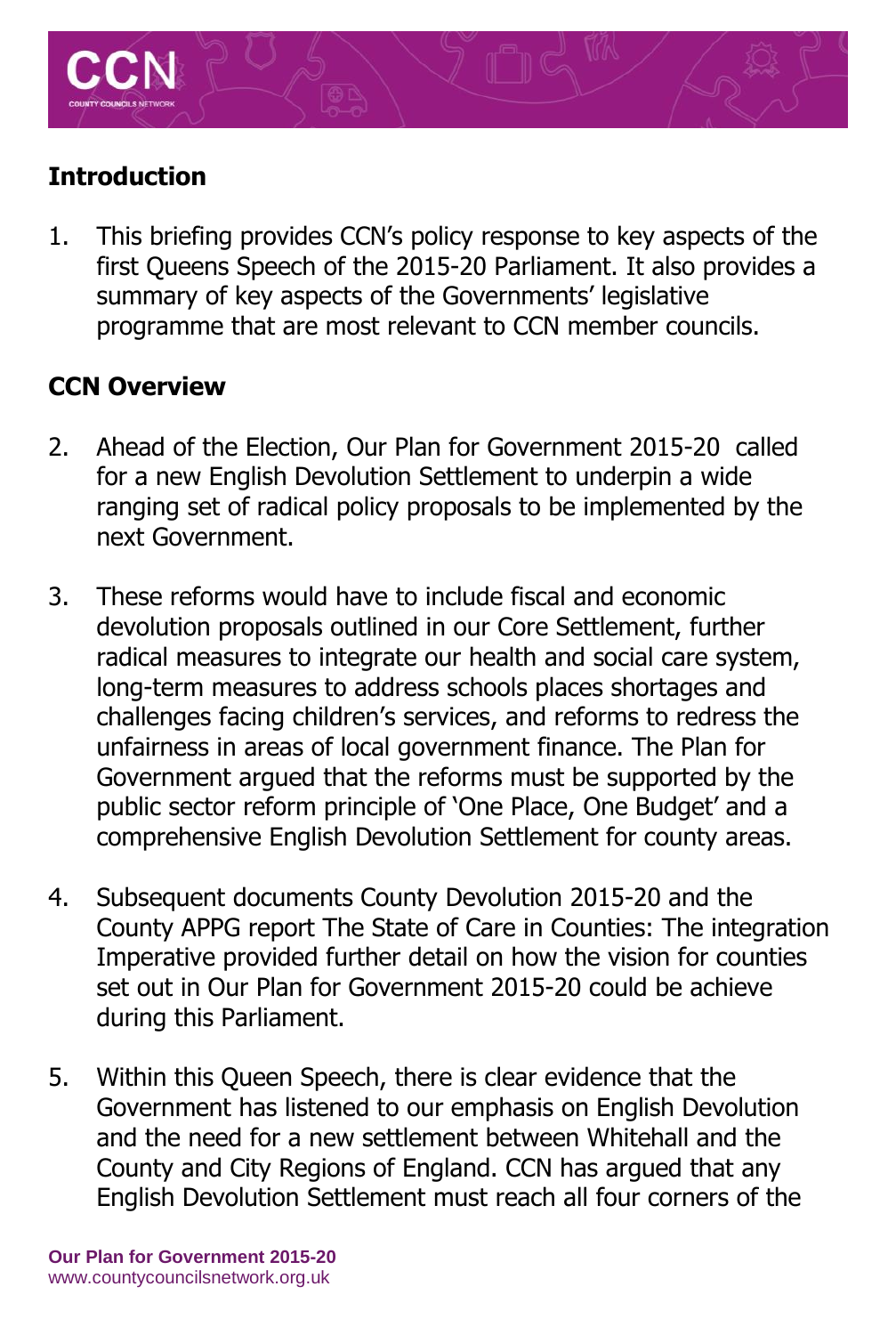## Introduction

1. This briefing provides CCN's policy response to key aspects of the first Queens Speech of the 2015-20 Parliament. It also provides a summary of key aspects of the Governments' legislative programme that are most relevant to CCN member councils.

## CCN Overview

2. Ahead of the Election, Our Plan for Government 2015-20 called for a new English Devolution Settlement to underpin a wide ranging set of radical policy proposals to be implemented by the next Government.

3. These reforms would have to include fiscal and economic devolution proposals outlined in our Core Settlement, further radical measures to integrate our health and social care system, long-term measures to address schools places shortages and challenges facing children's services, and reforms to redress the unfairness in areas of local government finance. The Plan for Government argued that the reforms must be supported by the public sector reform principle of 'One Place, One Budget' and a comprehensive English Devolution Settlement for county areas.

4. Subsequent documents County Devolution 2015-20 and the County APPG report The State of Care in Counties: The integration Imperative provided further detail on how the vision for counties set out in Our Plan for Government 2015-20 could be achieve during this Parliament.

5. Within this Queen Speech, there is clear evidence that the Government has listened to our emphasis on English Devolution and the need for a new settlement between Whitehall and the County and City Regions of England. CCN has argued that any English Devolution Settlement must reach all four corners of the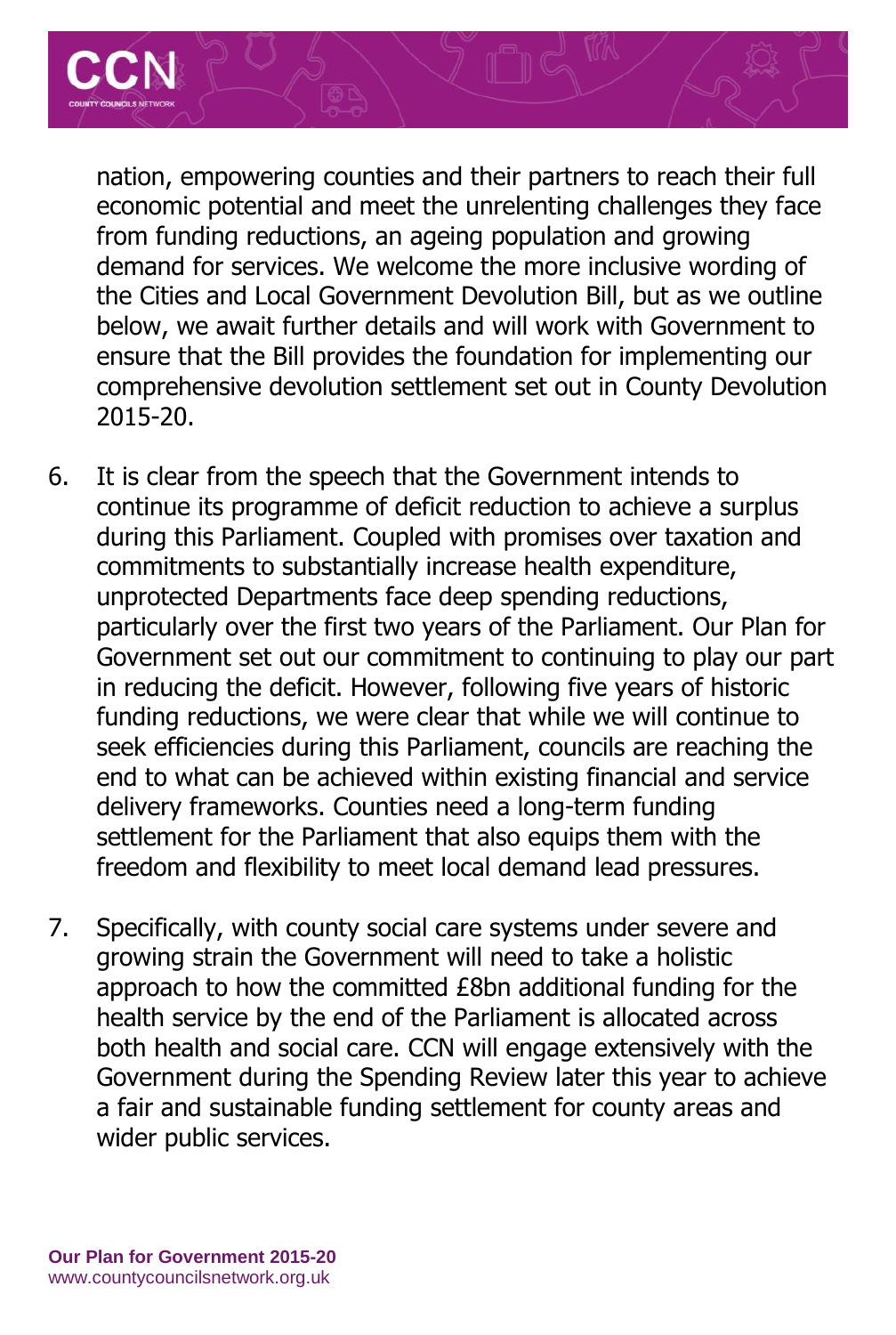nation, empowering counties and their partners to reach their full economic potential and meet the unrelenting challenges they face from funding reductions, an ageing population and growing demand for services. We welcome the more inclusive wording of the Cities and Local Government Devolution Bill, but as we outline below, we await further details and will work with Government to ensure that the Bill provides the foundation for implementing our comprehensive devolution settlement set out in County Devolution 2015-20.

6. It is clear from the speech that the Government intends to continue its programme of deficit reduction to achieve a surplus during this Parliament. Coupled with promises over taxation and commitments to substantially increase health expenditure, unprotected Departments face deep spending reductions, particularly over the first two years of the Parliament. Our Plan for Government set out our commitment to continuing to play our part in reducing the deficit. However, following five years of historic funding reductions, we were clear that while we will continue to seek efficiencies during this Parliament, councils are reaching the end to what can be achieved within existing financial and service delivery frameworks. Counties need a long-term funding settlement for the Parliament that also equips them with the freedom and flexibility to meet local demand lead pressures.

7. Specifically, with county social care systems under severe and growing strain the Government will need to take a holistic approach to how the committed £8bn additional funding for the health service by the end of the Parliament is allocated across both health and social care. CCN will engage extensively with the Government during the Spending Review later this year to achieve a fair and sustainable funding settlement for county areas and wider public services.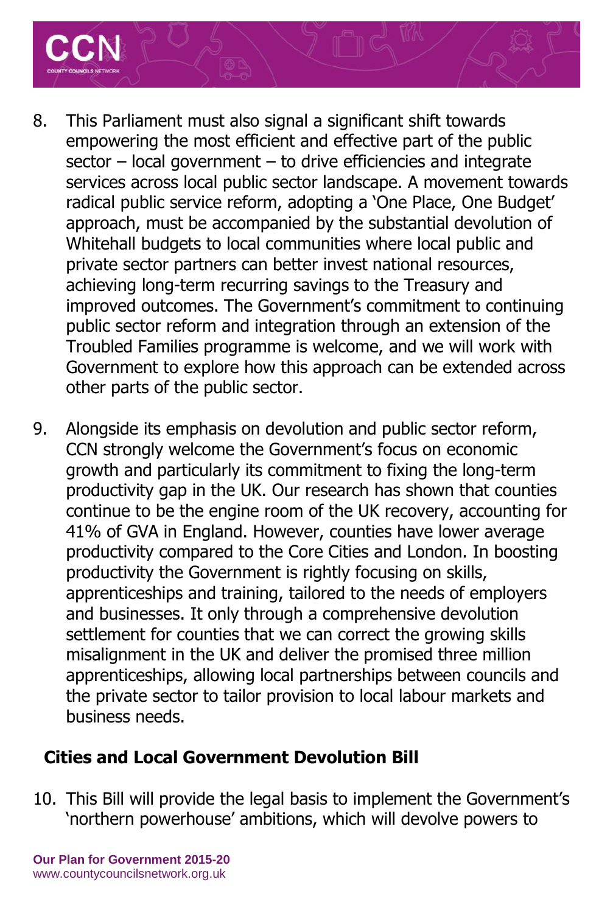8. This Parliament must also signal a significant shift towards empowering the most efficient and effective part of the public sector – local government – to drive efficiencies and integrate services across local public sector landscape. A movement towards radical public service reform, adopting a 'One Place, One Budget' approach, must be accompanied by the substantial devolution of Whitehall budgets to local communities where local public and private sector partners can better invest national resources, achieving long-term recurring savings to the Treasury and improved outcomes. The Government's commitment to continuing public sector reform and integration through an extension of the Troubled Families programme is welcome, and we will work with Government to explore how this approach can be extended across other parts of the public sector.

9. Alongside its emphasis on devolution and public sector reform, CCN strongly welcome the Government's focus on economic growth and particularly its commitment to fixing the long-term productivity gap in the UK. Our research has shown that counties continue to be the engine room of the UK recovery, accounting for 41% of GVA in England. However, counties have lower average productivity compared to the Core Cities and London. In boosting productivity the Government is rightly focusing on skills, apprenticeships and training, tailored to the needs of employers and businesses. It only through a comprehensive devolution settlement for counties that we can correct the growing skills misalignment in the UK and deliver the promised three million apprenticeships, allowing local partnerships between councils and the private sector to tailor provision to local labour markets and business needs.

## Cities and Local Government Devolution Bill

10. This Bill will provide the legal basis to implement the Government's 'northern powerhouse' ambitions, which will devolve powers to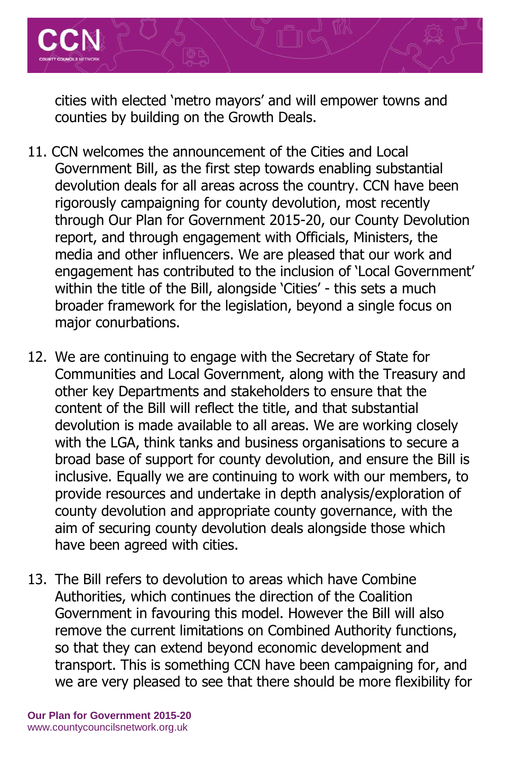cities with elected 'metro mayors' and will empower towns and counties by building on the Growth Deals.

11. CCN welcomes the announcement of the Cities and Local Government Bill, as the first step towards enabling substantial devolution deals for all areas across the country. CCN have been rigorously campaigning for county devolution, most recently through Our Plan for Government 2015-20, our County Devolution report, and through engagement with Officials, Ministers, the media and other influencers. We are pleased that our work and engagement has contributed to the inclusion of 'Local Government' within the title of the Bill, alongside 'Cities' - this sets a much broader framework for the legislation, beyond a single focus on major conurbations.

12. We are continuing to engage with the Secretary of State for Communities and Local Government, along with the Treasury and other key Departments and stakeholders to ensure that the content of the Bill will reflect the title, and that substantial devolution is made available to all areas. We are working closely with the LGA, think tanks and business organisations to secure a broad base of support for county devolution, and ensure the Bill is inclusive. Equally we are continuing to work with our members, to provide resources and undertake in depth analysis/exploration of county devolution and appropriate county governance, with the aim of securing county devolution deals alongside those which have been agreed with cities.

13. The Bill refers to devolution to areas which have Combine Authorities, which continues the direction of the Coalition Government in favouring this model. However the Bill will also remove the current limitations on Combined Authority functions, so that they can extend beyond economic development and transport. This is something CCN have been campaigning for, and we are very pleased to see that there should be more flexibility for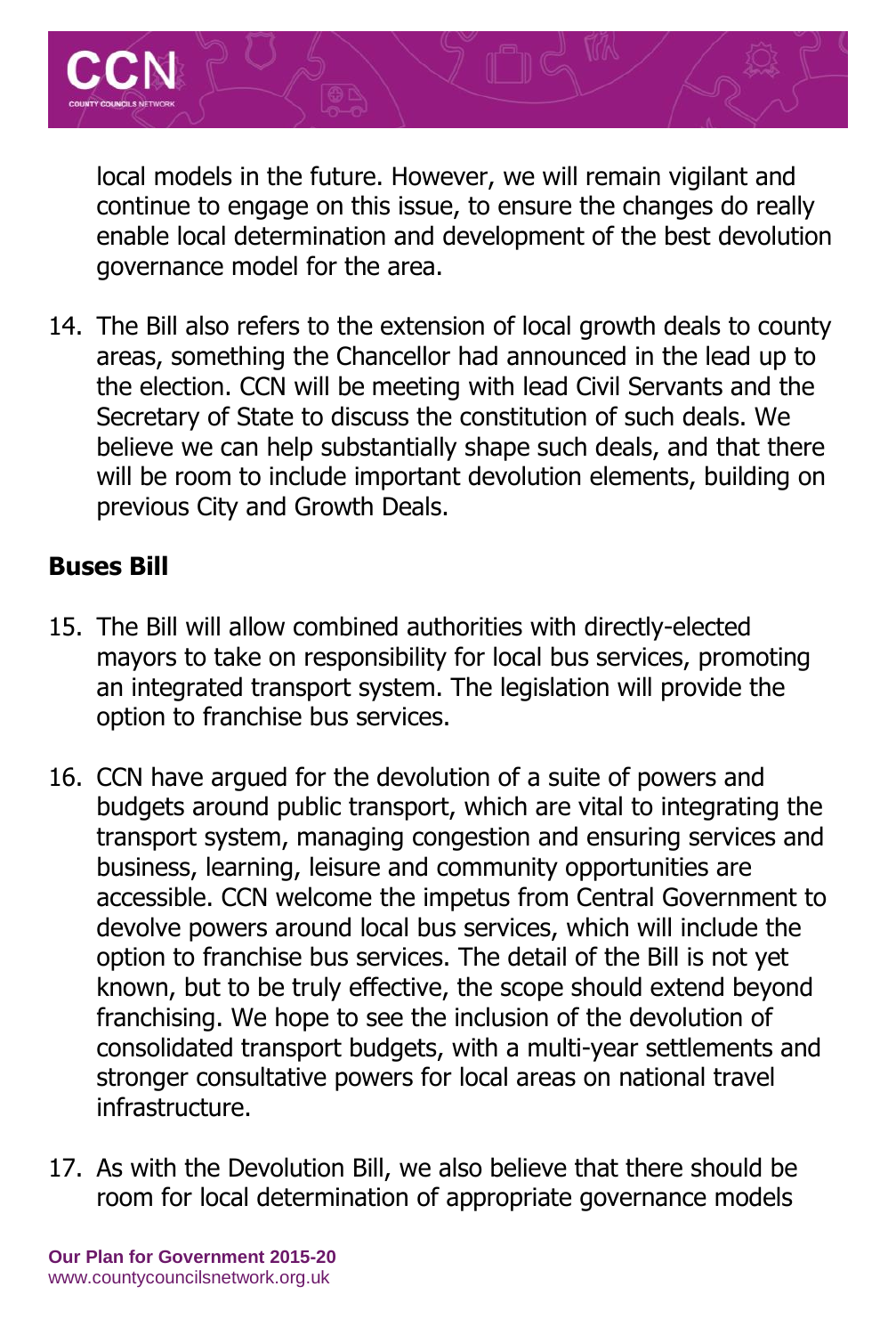local models in the future. However, we will remain vigilant and continue to engage on this issue, to ensure the changes do really enable local determination and development of the best devolution governance model for the area.

14. The Bill also refers to the extension of local growth deals to county areas, something the Chancellor had announced in the lead up to the election. CCN will be meeting with lead Civil Servants and the Secretary of State to discuss the constitution of such deals. We believe we can help substantially shape such deals, and that there will be room to include important devolution elements, building on previous City and Growth Deals.

## Buses Bill

15. The Bill will allow combined authorities with directly-elected mayors to take on responsibility for local bus services, promoting an integrated transport system. The legislation will provide the option to franchise bus services.

16. CCN have argued for the devolution of a suite of powers and budgets around public transport, which are vital to integrating the transport system, managing congestion and ensuring services and business, learning, leisure and community opportunities are accessible. CCN welcome the impetus from Central Government to devolve powers around local bus services, which will include the option to franchise bus services. The detail of the Bill is not yet known, but to be truly effective, the scope should extend beyond franchising. We hope to see the inclusion of the devolution of consolidated transport budgets, with a multi-year settlements and stronger consultative powers for local areas on national travel infrastructure.

17. As with the Devolution Bill, we also believe that there should be room for local determination of appropriate governance models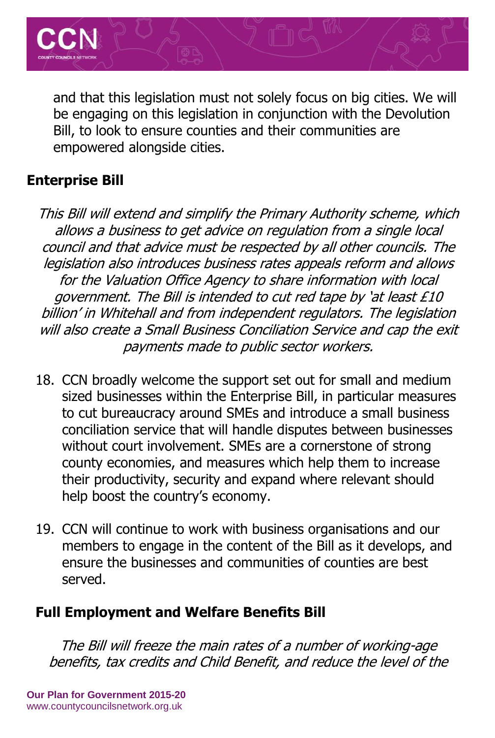and that this legislation must not solely focus on big cities. We will be engaging on this legislation in conjunction with the Devolution Bill, to look to ensure counties and their communities are empowered alongside cities.

## Enterprise Bill

*This Bill will extend and simplify the Primary Authority scheme, which allows a business to get advice on regulation from a single local council and that advice must be respected by all other councils. The legislation also introduces business rates appeals reform and allows for the Valuation Office Agency to share information with local government. The Bill is intended to cut red tape by 'at least £10 billion' in Whitehall and from independent regulators. The legislation will also create a Small Business Conciliation Service and cap the exit payments made to public sector workers.*

18. CCN broadly welcome the support set out for small and medium sized businesses within the Enterprise Bill, in particular measures to cut bureaucracy around SMEs and introduce a small business conciliation service that will handle disputes between businesses without court involvement. SMEs are a cornerstone of strong county economies, and measures which help them to increase their productivity, security and expand where relevant should help boost the country's economy.

19. CCN will continue to work with business organisations and our members to engage in the content of the Bill as it develops, and ensure the businesses and communities of counties are best served.

## Full Employment and Welfare Benefits Bill

*The Bill will freeze the main rates of a number of working-age benefits, tax credits and Child Benefit, and reduce the level of the*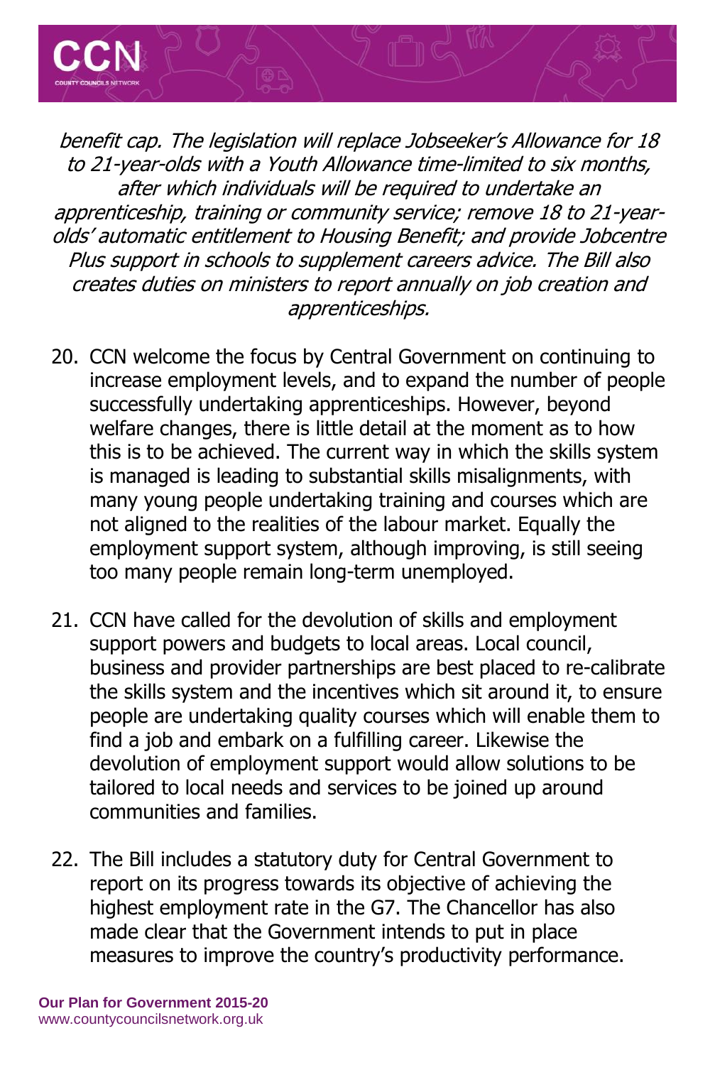*benefit cap. The legislation will replace Jobseeker's Allowance for 18 to 21-year-olds with a Youth Allowance time-limited to six months, after which individuals will be required to undertake an apprenticeship, training or community service; remove 18 to 21-year-olds' automatic entitlement to Housing Benefit; and provide Jobcentre Plus support in schools to supplement careers advice. The Bill also creates duties on ministers to report annually on job creation and apprenticeships.*

20. CCN welcome the focus by Central Government on continuing to increase employment levels, and to expand the number of people successfully undertaking apprenticeships. However, beyond welfare changes, there is little detail at the moment as to how this is to be achieved. The current way in which the skills system is managed is leading to substantial skills misalignments, with many young people undertaking training and courses which are not aligned to the realities of the labour market. Equally the employment support system, although improving, is still seeing too many people remain long-term unemployed.

21. CCN have called for the devolution of skills and employment support powers and budgets to local areas. Local council, business and provider partnerships are best placed to re-calibrate the skills system and the incentives which sit around it, to ensure people are undertaking quality courses which will enable them to find a job and embark on a fulfilling career. Likewise the devolution of employment support would allow solutions to be tailored to local needs and services to be joined up around communities and families.

22. The Bill includes a statutory duty for Central Government to report on its progress towards its objective of achieving the highest employment rate in the G7. The Chancellor has also made clear that the Government intends to put in place measures to improve the country's productivity performance.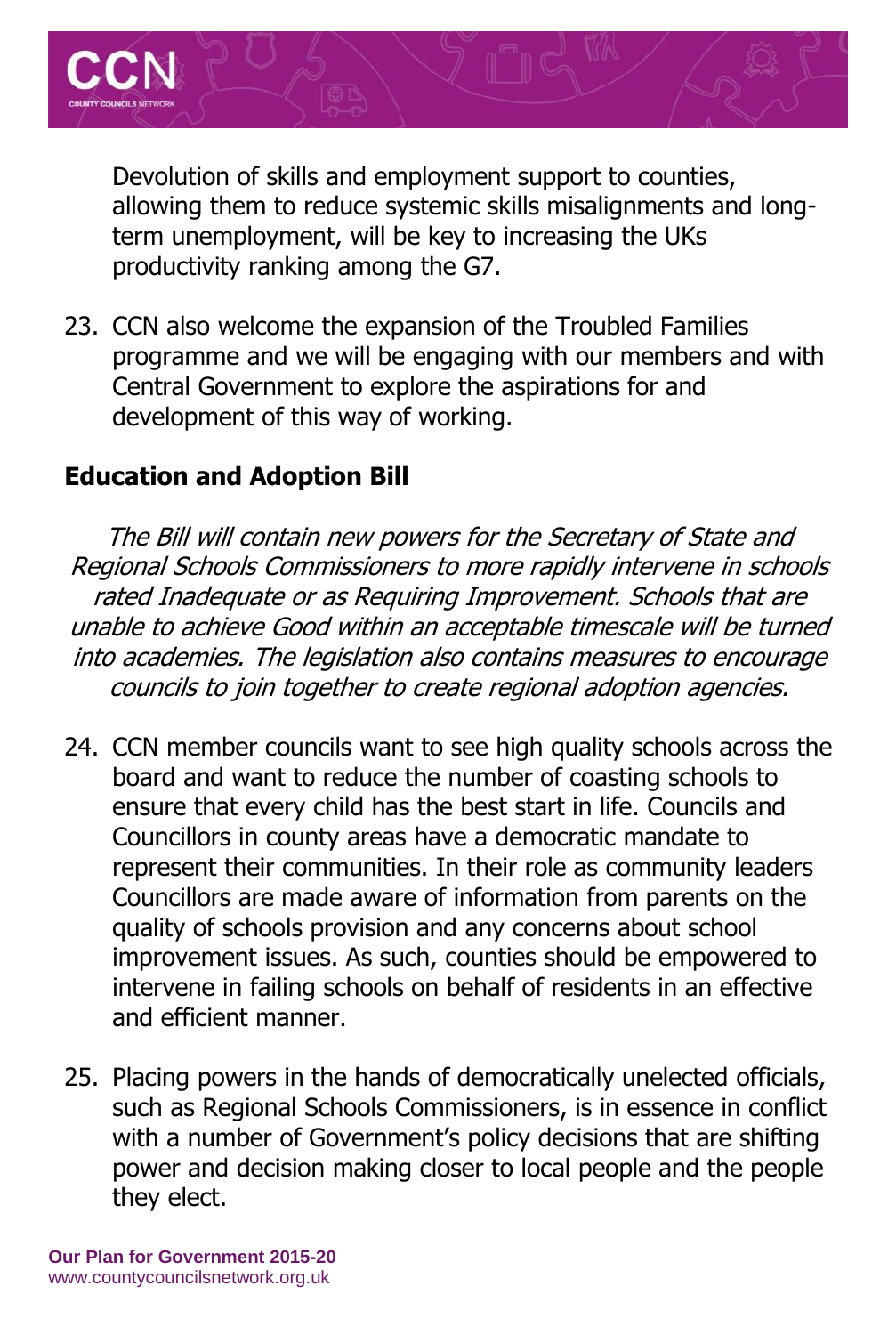Devolution of skills and employment support to counties, allowing them to reduce systemic skills misalignments and long-term unemployment, will be key to increasing the UKs productivity ranking among the G7.

23. CCN also welcome the expansion of the Troubled Families programme and we will be engaging with our members and with Central Government to explore the aspirations for and development of this way of working.

## Education and Adoption Bill

*The Bill will contain new powers for the Secretary of State and Regional Schools Commissioners to more rapidly intervene in schools rated Inadequate or as Requiring Improvement. Schools that are unable to achieve Good within an acceptable timescale will be turned into academies. The legislation also contains measures to encourage councils to join together to create regional adoption agencies.*

24. CCN member councils want to see high quality schools across the board and want to reduce the number of coasting schools to ensure that every child has the best start in life. Councils and Councillors in county areas have a democratic mandate to represent their communities. In their role as community leaders Councillors are made aware of information from parents on the quality of schools provision and any concerns about school improvement issues. As such, counties should be empowered to intervene in failing schools on behalf of residents in an effective and efficient manner.

25. Placing powers in the hands of democratically unelected officials, such as Regional Schools Commissioners, is in essence in conflict with a number of Government's policy decisions that are shifting power and decision making closer to local people and the people they elect.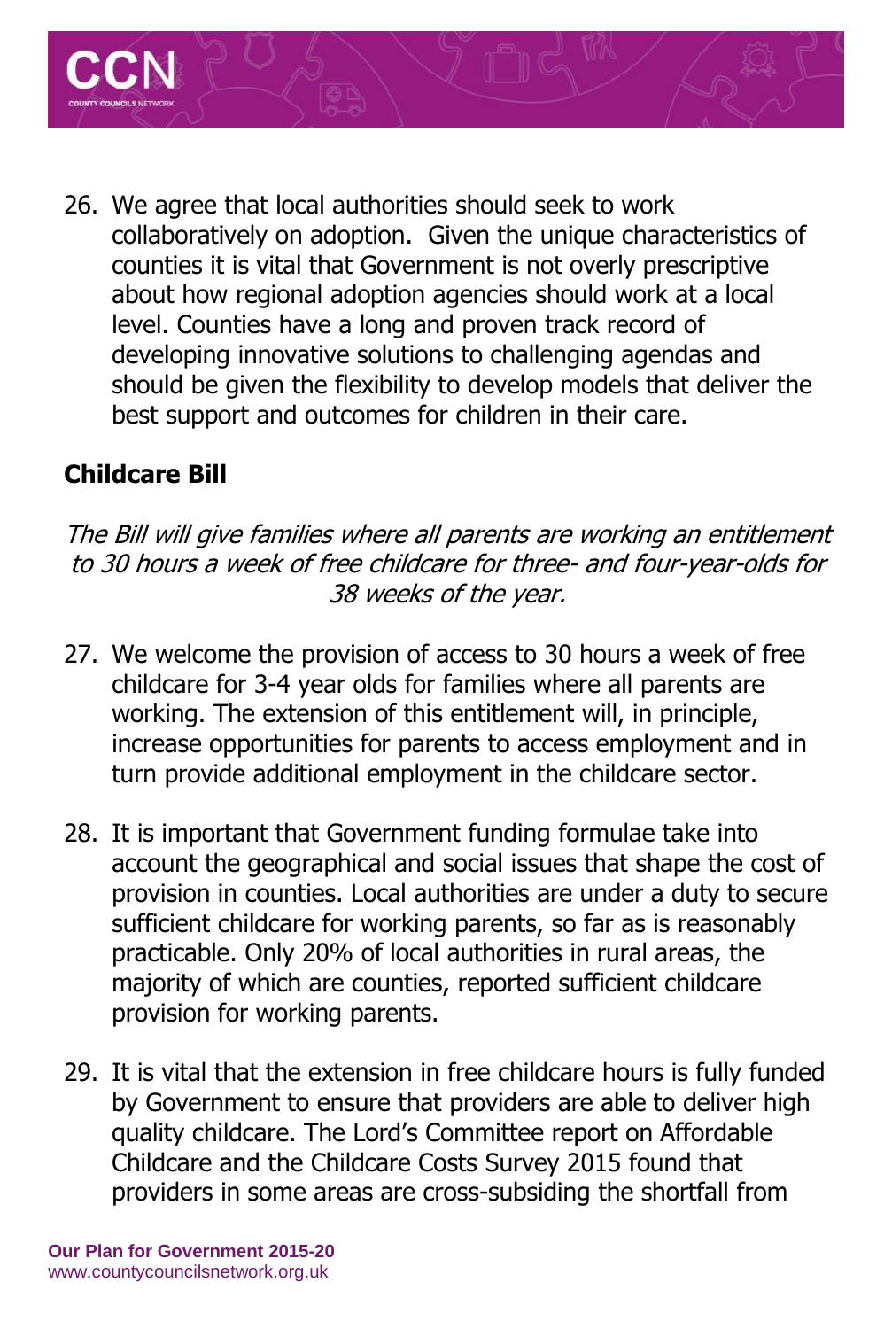26. We agree that local authorities should seek to work collaboratively on adoption. Given the unique characteristics of counties it is vital that Government is not overly prescriptive about how regional adoption agencies should work at a local level. Counties have a long and proven track record of developing innovative solutions to challenging agendas and should be given the flexibility to develop models that deliver the best support and outcomes for children in their care.

## Childcare Bill

*The Bill will give families where all parents are working an entitlement to 30 hours a week of free childcare for three- and four-year-olds for 38 weeks of the year.*

27. We welcome the provision of access to 30 hours a week of free childcare for 3-4 year olds for families where all parents are working. The extension of this entitlement will, in principle, increase opportunities for parents to access employment and in turn provide additional employment in the childcare sector.

28. It is important that Government funding formulae take into account the geographical and social issues that shape the cost of provision in counties. Local authorities are under a duty to secure sufficient childcare for working parents, so far as is reasonably practicable. Only 20% of local authorities in rural areas, the majority of which are counties, reported sufficient childcare provision for working parents.

29. It is vital that the extension in free childcare hours is fully funded by Government to ensure that providers are able to deliver high quality childcare. The Lord's Committee report on Affordable Childcare and the Childcare Costs Survey 2015 found that providers in some areas are cross-subsiding the shortfall from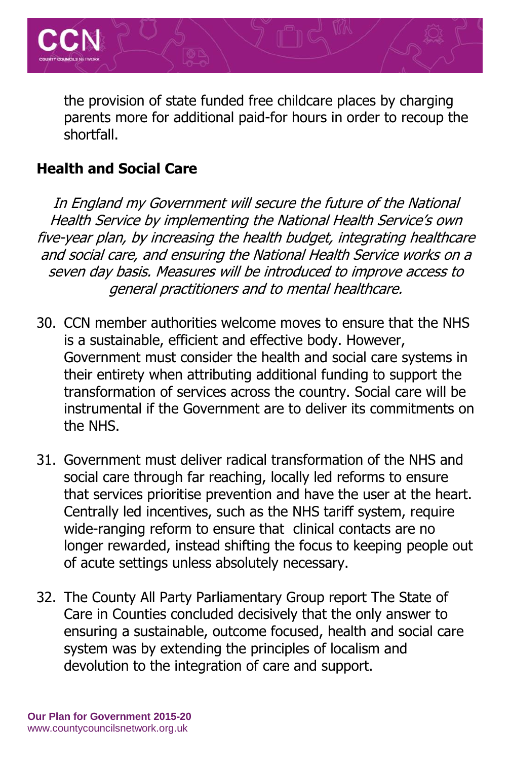the provision of state funded free childcare places by charging parents more for additional paid-for hours in order to recoup the shortfall.

## Health and Social Care

*In England my Government will secure the future of the National Health Service by implementing the National Health Service's own five-year plan, by increasing the health budget, integrating healthcare and social care, and ensuring the National Health Service works on a seven day basis. Measures will be introduced to improve access to general practitioners and to mental healthcare.*

30. CCN member authorities welcome moves to ensure that the NHS is a sustainable, efficient and effective body. However, Government must consider the health and social care systems in their entirety when attributing additional funding to support the transformation of services across the country. Social care will be instrumental if the Government are to deliver its commitments on the NHS.

31. Government must deliver radical transformation of the NHS and social care through far reaching, locally led reforms to ensure that services prioritise prevention and have the user at the heart. Centrally led incentives, such as the NHS tariff system, require wide-ranging reform to ensure that clinical contacts are no longer rewarded, instead shifting the focus to keeping people out of acute settings unless absolutely necessary.

32. The County All Party Parliamentary Group report The State of Care in Counties concluded decisively that the only answer to ensuring a sustainable, outcome focused, health and social care system was by extending the principles of localism and devolution to the integration of care and support.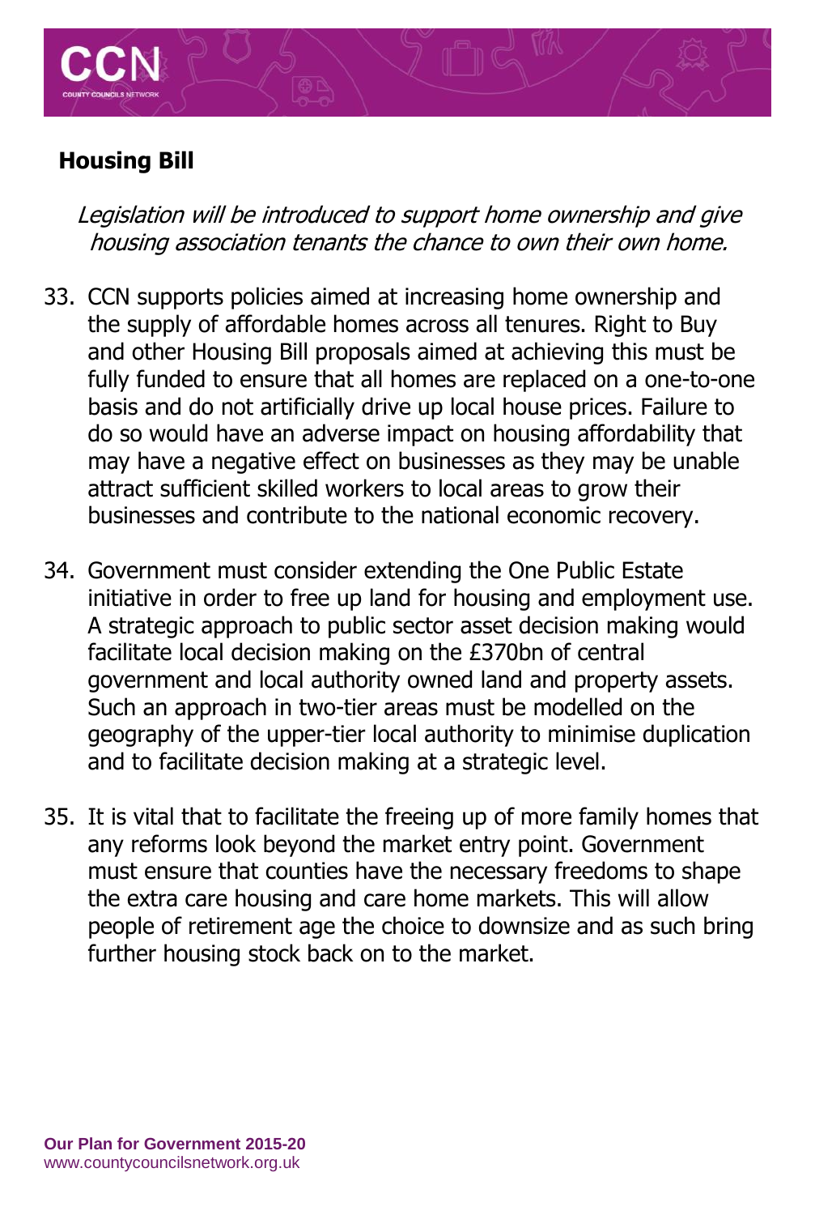## Housing Bill

*Legislation will be introduced to support home ownership and give housing association tenants the chance to own their own home.*

33. CCN supports policies aimed at increasing home ownership and the supply of affordable homes across all tenures. Right to Buy and other Housing Bill proposals aimed at achieving this must be fully funded to ensure that all homes are replaced on a one-to-one basis and do not artificially drive up local house prices. Failure to do so would have an adverse impact on housing affordability that may have a negative effect on businesses as they may be unable attract sufficient skilled workers to local areas to grow their businesses and contribute to the national economic recovery.

34. Government must consider extending the One Public Estate initiative in order to free up land for housing and employment use. A strategic approach to public sector asset decision making would facilitate local decision making on the £370bn of central government and local authority owned land and property assets. Such an approach in two-tier areas must be modelled on the geography of the upper-tier local authority to minimise duplication and to facilitate decision making at a strategic level.

35. It is vital that to facilitate the freeing up of more family homes that any reforms look beyond the market entry point. Government must ensure that counties have the necessary freedoms to shape the extra care housing and care home markets. This will allow people of retirement age the choice to downsize and as such bring further housing stock back on to the market.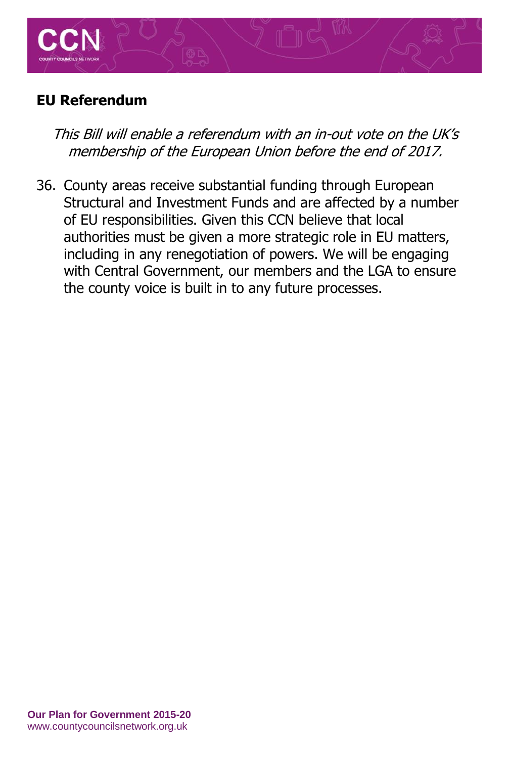## EU Referendum

*This Bill will enable a referendum with an in-out vote on the UK's membership of the European Union before the end of 2017.*

36. County areas receive substantial funding through European Structural and Investment Funds and are affected by a number of EU responsibilities. Given this CCN believe that local authorities must be given a more strategic role in EU matters, including in any renegotiation of powers. We will be engaging with Central Government, our members and the LGA to ensure the county voice is built in to any future processes.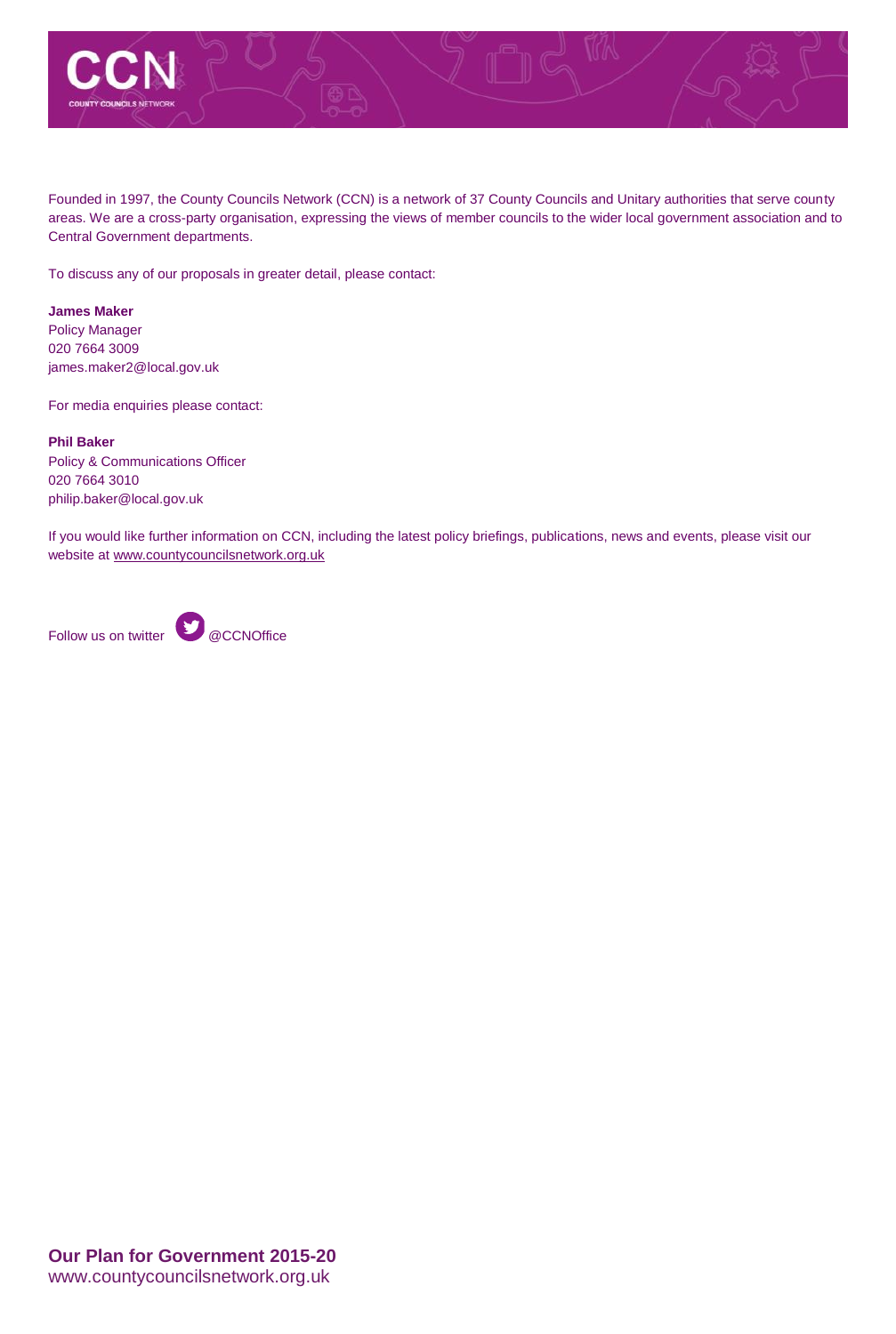Founded in 1997, the County Councils Network (CCN) is a network of 37 County Councils and Unitary authorities that serve county areas. We are a cross-party organisation, expressing the views of member councils to the wider local government association and to Central Government departments.

To discuss any of our proposals in greater detail, please contact:

**James Maker**
Policy Manager
020 7664 3009
james.maker2@local.gov.uk

For media enquiries please contact:

**Phil Baker**
Policy & Communications Officer
020 7664 3010
philip.baker@local.gov.uk

If you would like further information on CCN, including the latest policy briefings, publications, news and events, please visit our website at www.countycouncilsnetwork.org.uk

Follow us on twitter @CCNOffice

**Our Plan for Government 2015-20**
www.countycouncilsnetwork.org.uk